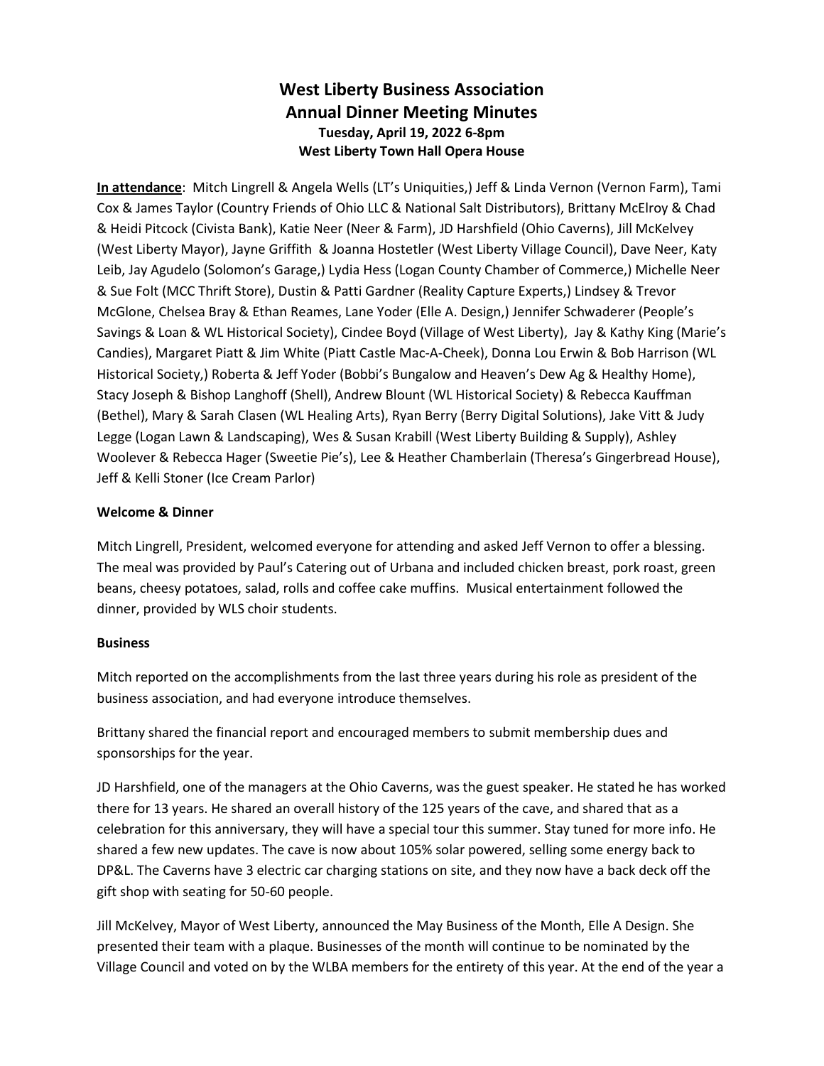# West Liberty Business Association
## Annual Dinner Meeting Minutes
**Tuesday, April 19, 2022 6-8pm**
**West Liberty Town Hall Opera House**

**In attendance**: Mitch Lingrell & Angela Wells (LT's Uniquities,) Jeff & Linda Vernon (Vernon Farm), Tami Cox & James Taylor (Country Friends of Ohio LLC & National Salt Distributors), Brittany McElroy & Chad & Heidi Pitcock (Civista Bank), Katie Neer (Neer & Farm), JD Harshfield (Ohio Caverns), Jill McKelvey (West Liberty Mayor), Jayne Griffith & Joanna Hostetler (West Liberty Village Council), Dave Neer, Katy Leib, Jay Agudelo (Solomon's Garage,) Lydia Hess (Logan County Chamber of Commerce,) Michelle Neer & Sue Folt (MCC Thrift Store), Dustin & Patti Gardner (Reality Capture Experts,) Lindsey & Trevor McGlone, Chelsea Bray & Ethan Reames, Lane Yoder (Elle A. Design,) Jennifer Schwaderer (People's Savings & Loan & WL Historical Society), Cindee Boyd (Village of West Liberty), Jay & Kathy King (Marie's Candies), Margaret Piatt & Jim White (Piatt Castle Mac-A-Cheek), Donna Lou Erwin & Bob Harrison (WL Historical Society,) Roberta & Jeff Yoder (Bobbi's Bungalow and Heaven's Dew Ag & Healthy Home), Stacy Joseph & Bishop Langhoff (Shell), Andrew Blount (WL Historical Society) & Rebecca Kauffman (Bethel), Mary & Sarah Clasen (WL Healing Arts), Ryan Berry (Berry Digital Solutions), Jake Vitt & Judy Legge (Logan Lawn & Landscaping), Wes & Susan Krabill (West Liberty Building & Supply), Ashley Woolever & Rebecca Hager (Sweetie Pie's), Lee & Heather Chamberlain (Theresa's Gingerbread House), Jeff & Kelli Stoner (Ice Cream Parlor)

**Welcome & Dinner**

Mitch Lingrell, President, welcomed everyone for attending and asked Jeff Vernon to offer a blessing. The meal was provided by Paul's Catering out of Urbana and included chicken breast, pork roast, green beans, cheesy potatoes, salad, rolls and coffee cake muffins. Musical entertainment followed the dinner, provided by WLS choir students.

**Business**

Mitch reported on the accomplishments from the last three years during his role as president of the business association, and had everyone introduce themselves.

Brittany shared the financial report and encouraged members to submit membership dues and sponsorships for the year.

JD Harshfield, one of the managers at the Ohio Caverns, was the guest speaker. He stated he has worked there for 13 years. He shared an overall history of the 125 years of the cave, and shared that as a celebration for this anniversary, they will have a special tour this summer. Stay tuned for more info. He shared a few new updates. The cave is now about 105% solar powered, selling some energy back to DP&L. The Caverns have 3 electric car charging stations on site, and they now have a back deck off the gift shop with seating for 50-60 people.

Jill McKelvey, Mayor of West Liberty, announced the May Business of the Month, Elle A Design. She presented their team with a plaque. Businesses of the month will continue to be nominated by the Village Council and voted on by the WLBA members for the entirety of this year. At the end of the year a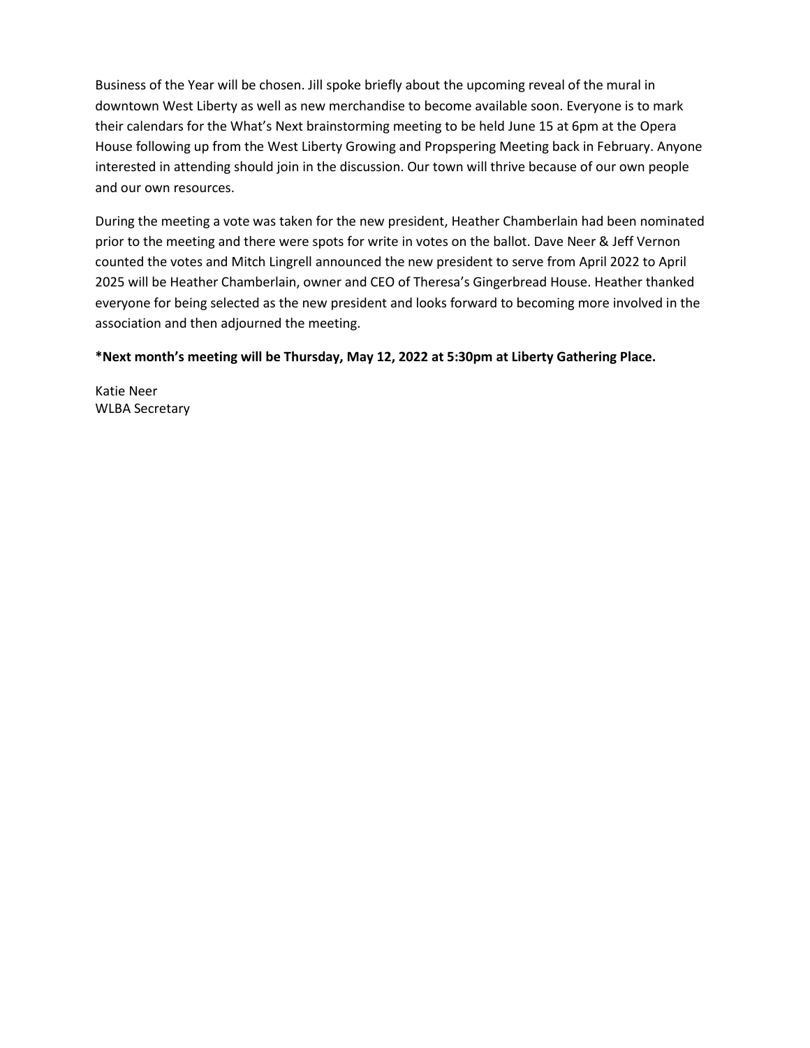Business of the Year will be chosen. Jill spoke briefly about the upcoming reveal of the mural in downtown West Liberty as well as new merchandise to become available soon. Everyone is to mark their calendars for the What's Next brainstorming meeting to be held June 15 at 6pm at the Opera House following up from the West Liberty Growing and Propspering Meeting back in February. Anyone interested in attending should join in the discussion. Our town will thrive because of our own people and our own resources.

During the meeting a vote was taken for the new president, Heather Chamberlain had been nominated prior to the meeting and there were spots for write in votes on the ballot. Dave Neer & Jeff Vernon counted the votes and Mitch Lingrell announced the new president to serve from April 2022 to April 2025 will be Heather Chamberlain, owner and CEO of Theresa's Gingerbread House. Heather thanked everyone for being selected as the new president and looks forward to becoming more involved in the association and then adjourned the meeting.

**\*Next month's meeting will be Thursday, May 12, 2022 at 5:30pm at Liberty Gathering Place.**

Katie Neer
WLBA Secretary